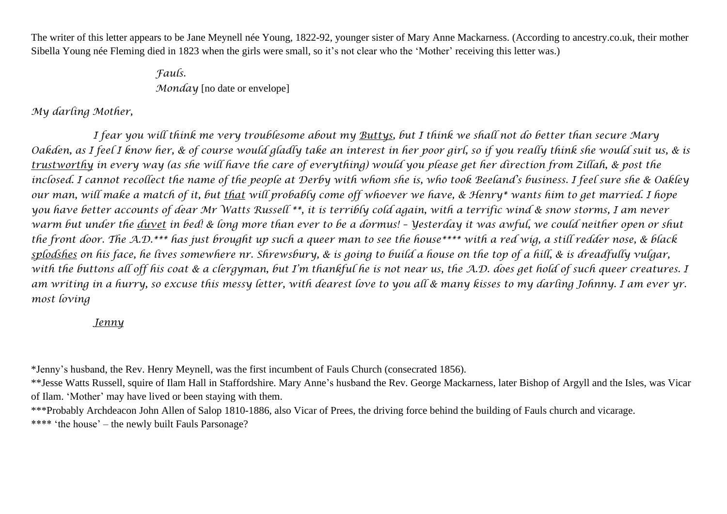The writer of this letter appears to be Jane Meynell née Young, 1822-92, younger sister of Mary Anne Mackarness. (According to ancestry.co.uk, their mother Sibella Young née Fleming died in 1823 when the girls were small, so it's not clear who the 'Mother' receiving this letter was.)

*Fauls.*
*Monday* [no date or envelope]

*My darling Mother,*

*I fear you will think me very troublesome about my <u>Buttys</u>, but I think we shall not do better than secure Mary Oakden, as I feel I know her, & of course would gladly take an interest in her poor girl, so if you really think she would suit us, & is <u>trustworthy</u> in every way (as she will have the care of everything) would you please get her direction from Zillah, & post the inclosed. I cannot recollect the name of the people at Derby with whom she is, who took Beeland's business. I feel sure she & Oakley our man, will make a match of it, but <u>that</u> will probably come off whoever we have, & Henry* wants him to get married. I hope you have better accounts of dear Mr Watts Russell **, it is terribly cold again, with a terrific wind & snow storms, I am never warm but under the <u>duvet</u> in bed! & long more than ever to be a dormus! – Yesterday it was awful, we could neither open or shut the front door. The A.D.*** has just brought up such a queer man to see the house**** with a red wig, a still redder nose, & black <u>splodshes</u> on his face, he lives somewhere nr. Shrewsbury, & is going to build a house on the top of a hill, & is dreadfully vulgar, with the buttons all off his coat & a clergyman, but I'm thankful he is not near us, the A.D. does get hold of such queer creatures. I am writing in a hurry, so excuse this messy letter, with dearest love to you all & many kisses to my darling Johnny. I am ever yr. most loving*

*<u>Jenny</u>*

*Jenny's husband, the Rev. Henry Meynell, was the first incumbent of Fauls Church (consecrated 1856).

**Jesse Watts Russell, squire of Ilam Hall in Staffordshire. Mary Anne's husband the Rev. George Mackarness, later Bishop of Argyll and the Isles, was Vicar of Ilam. 'Mother' may have lived or been staying with them.

***Probably Archdeacon John Allen of Salop 1810-1886, also Vicar of Prees, the driving force behind the building of Fauls church and vicarage.

**** 'the house' – the newly built Fauls Parsonage?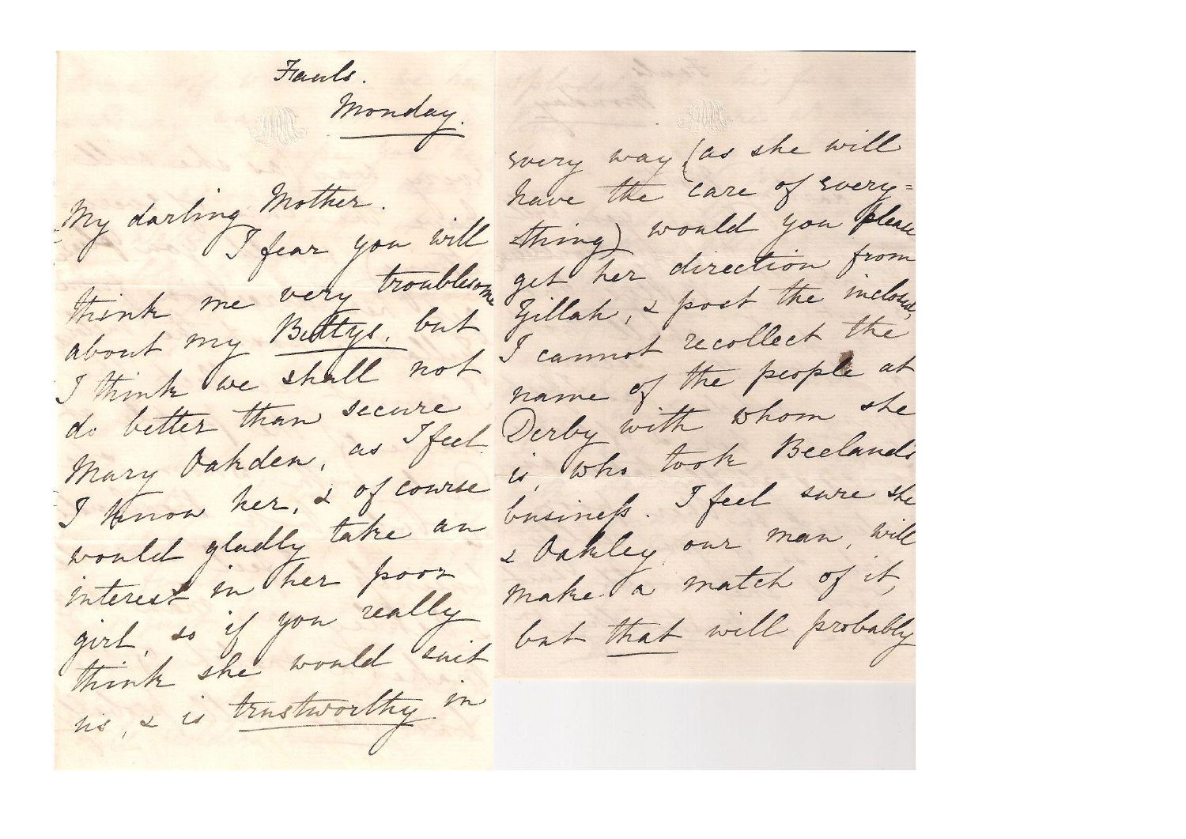Fauls.

Monday.

My darling Mother.

I fear you will think me very troublesome about my Bettys, but I think we shall not do better than secure Mary Oakden, as I feel I know her, & of course would gladly take an interest in her poor girl, so if you really think she would suit us, & is trustworthy in every way (as she will have the care of every=thing) would you please get her direction from Gillah, & post the inclosure, I cannot recollect the name of the people at Derby with whom she is, who took Beeland's business. I feel sure she & Oakley, our man, will make a match of it, but that will probably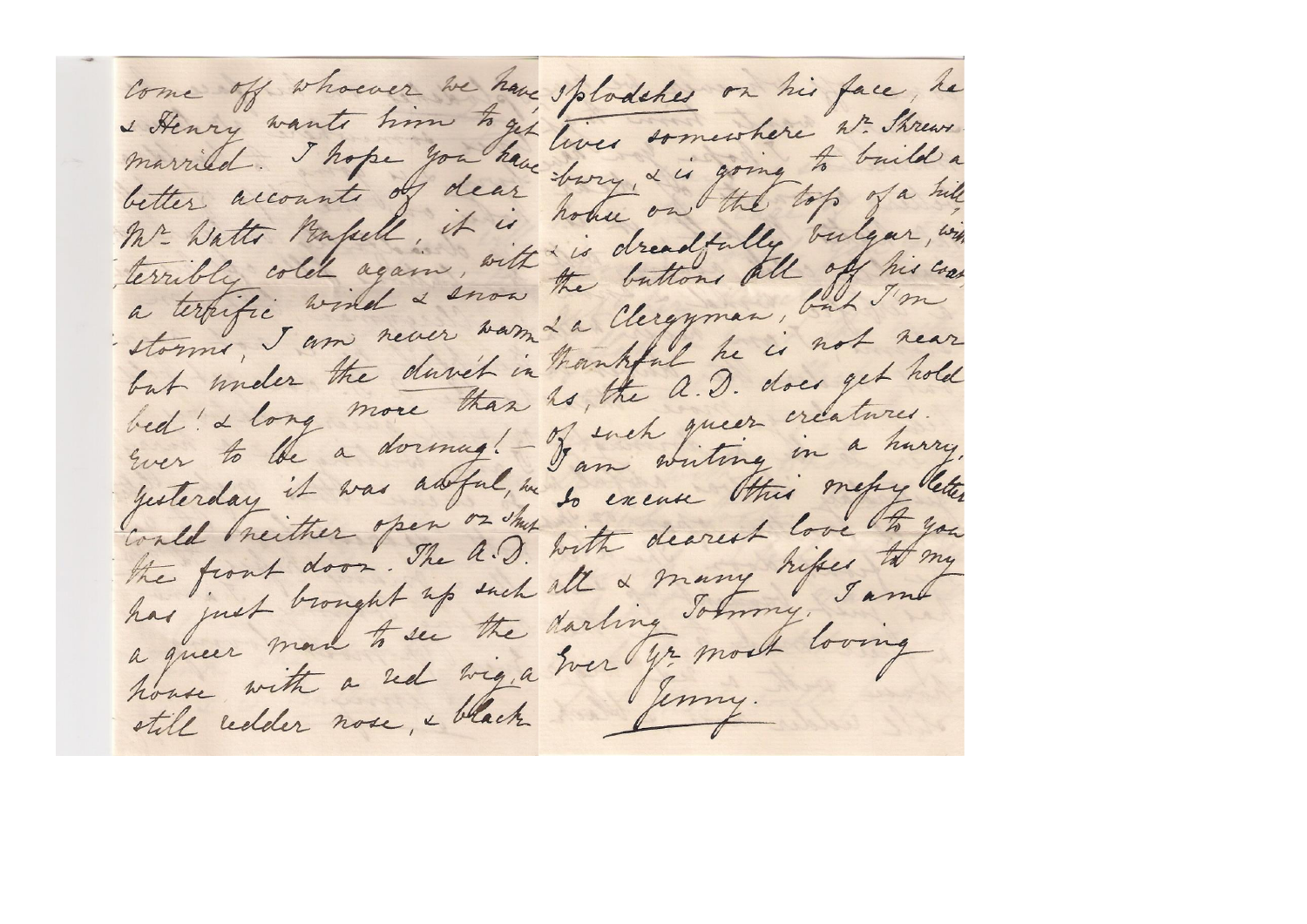come off whoever we have & Henry wants him to get married. I hope you have better accounts of dear Mr. Watts Russell: it is terribly cold again, with a terrific wind & snow storms, I am never warm but under the <u>duvét</u> in bed! & long more than ever to be a dormag! — yesterday it was awful, we could neither open or shut the front door. The A.D. has just brought up such a queer man to see the house with a red wig, a still redder nose, & black <u>splodshes</u> on his face, he lives somewhere nr. Shrewsbury, & is going to build a house on the top of a hill, & is dreadfully vulgar, with the buttons all off his coat, & a Clergyman, but I'm thankful he is not near us, the A.D. does get hold of such queer creatures. I am writing in a hurry, so excuse this messy letter with dearest love to you all & many kisses to my darling Tommy. I am ever yr. most loving

Jenny.